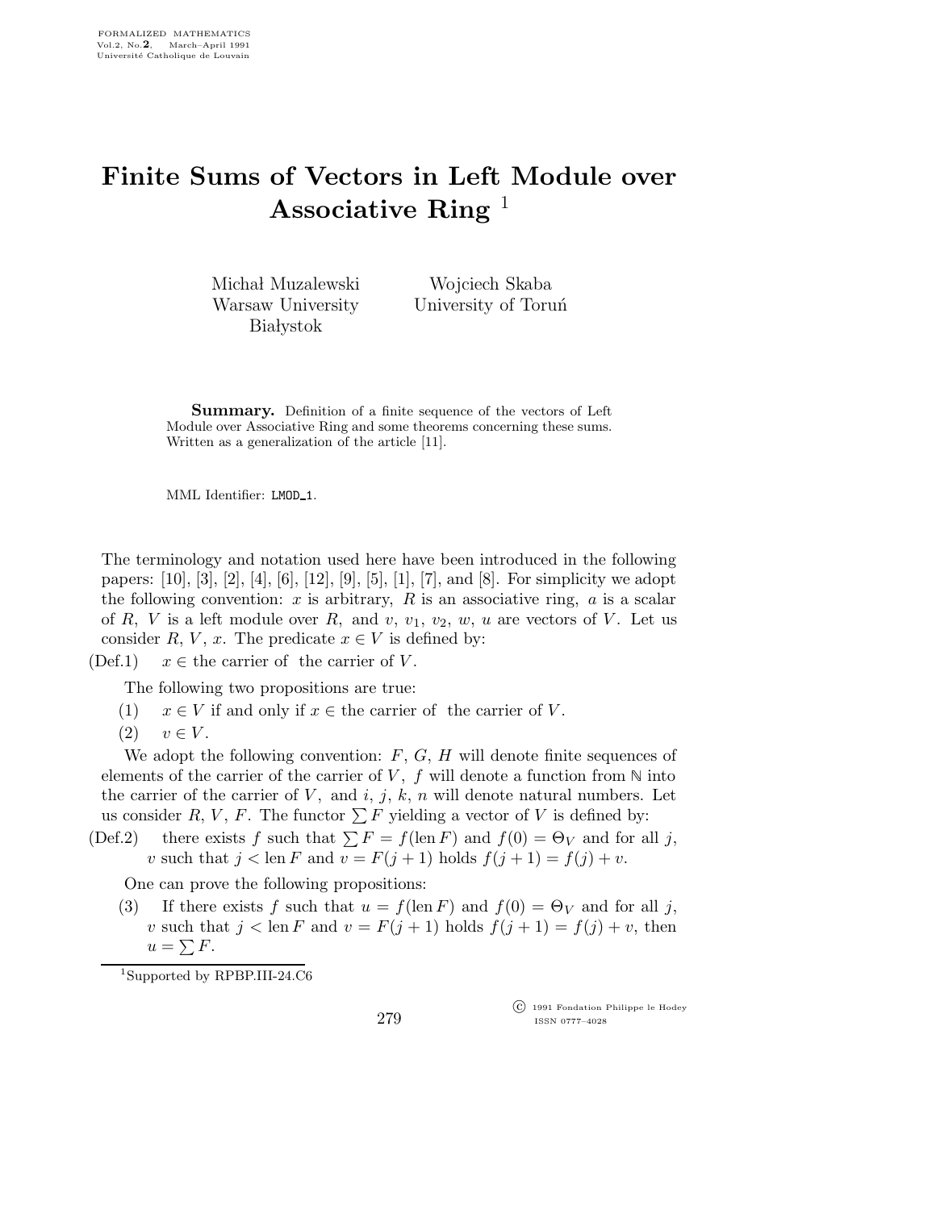# Finite Sums of Vectors in Left Module over Associative Ring [1]

Michał Muzalewski
Warsaw University
Białystok

Wojciech Skaba
University of Toruń

**Summary.** Definition of a finite sequence of the vectors of Left Module over Associative Ring and some theorems concerning these sums. Written as a generalization of the article [11].

MML Identifier: LMOD_1.

The terminology and notation used here have been introduced in the following papers: [10], [3], [2], [4], [6], [12], [9], [5], [1], [7], and [8]. For simplicity we adopt the following convention: $x$ is arbitrary, $R$ is an associative ring, $a$ is a scalar of $R$, $V$ is a left module over $R$, and $v$, $v_1$, $v_2$, $w$, $u$ are vectors of $V$. Let us consider $R$, $V$, $x$. The predicate $x \in V$ is defined by:

(Def.1) $x \in$ the carrier of the carrier of $V$.

The following two propositions are true:

(1) $x \in V$ if and only if $x \in$ the carrier of the carrier of $V$.

(2) $v \in V$.

We adopt the following convention: $F$, $G$, $H$ will denote finite sequences of elements of the carrier of the carrier of $V$, $f$ will denote a function from $\mathbb{N}$ into the carrier of the carrier of $V$, and $i$, $j$, $k$, $n$ will denote natural numbers. Let us consider $R$, $V$, $F$. The functor $\sum F$ yielding a vector of $V$ is defined by:

(Def.2) there exists $f$ such that $\sum F = f(\operatorname{len} F)$ and $f(0) = \Theta_V$ and for all $j$, $v$ such that $j < \operatorname{len} F$ and $v = F(j+1)$ holds $f(j+1) = f(j) + v$.

One can prove the following propositions:

(3) If there exists $f$ such that $u = f(\operatorname{len} F)$ and $f(0) = \Theta_V$ and for all $j$, $v$ such that $j < \operatorname{len} F$ and $v = F(j+1)$ holds $f(j+1) = f(j) + v$, then $u = \sum F$.

[1] Supported by RPBP.III-24.C6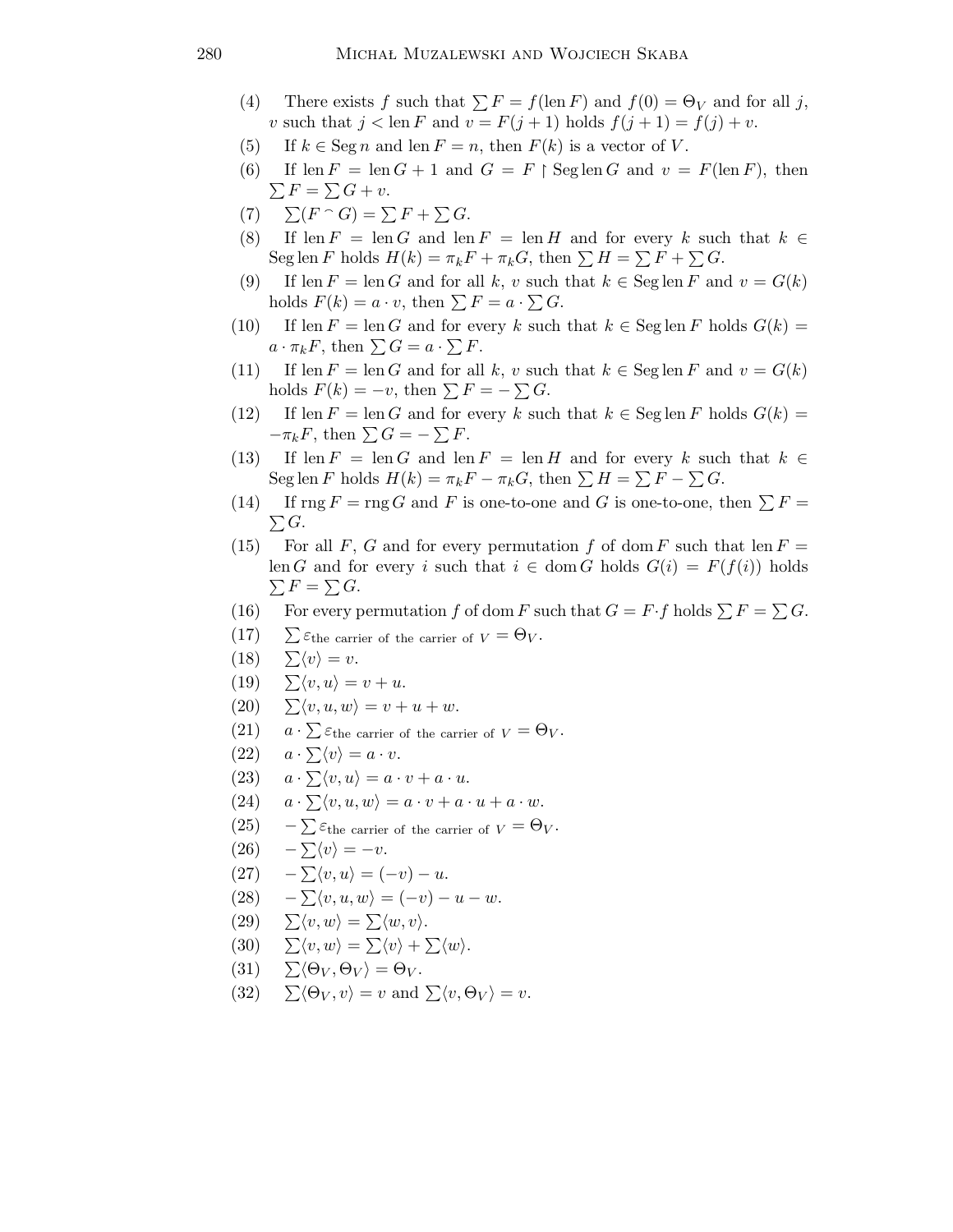(4) There exists $f$ such that $\sum F = f(\operatorname{len} F)$ and $f(0) = \Theta_V$ and for all $j$, $v$ such that $j < \operatorname{len} F$ and $v = F(j+1)$ holds $f(j+1) = f(j) + v$.

(5) If $k \in \operatorname{Seg} n$ and $\operatorname{len} F = n$, then $F(k)$ is a vector of $V$.

(6) If $\operatorname{len} F = \operatorname{len} G + 1$ and $G = F \upharpoonright \operatorname{Seg} \operatorname{len} G$ and $v = F(\operatorname{len} F)$, then $\sum F = \sum G + v$.

(7) $\sum(F \frown G) = \sum F + \sum G$.

(8) If $\operatorname{len} F = \operatorname{len} G$ and $\operatorname{len} F = \operatorname{len} H$ and for every $k$ such that $k \in \operatorname{Seg} \operatorname{len} F$ holds $H(k) = \pi_k F + \pi_k G$, then $\sum H = \sum F + \sum G$.

(9) If $\operatorname{len} F = \operatorname{len} G$ and for all $k$, $v$ such that $k \in \operatorname{Seg} \operatorname{len} F$ and $v = G(k)$ holds $F(k) = a \cdot v$, then $\sum F = a \cdot \sum G$.

(10) If $\operatorname{len} F = \operatorname{len} G$ and for every $k$ such that $k \in \operatorname{Seg} \operatorname{len} F$ holds $G(k) = a \cdot \pi_k F$, then $\sum G = a \cdot \sum F$.

(11) If $\operatorname{len} F = \operatorname{len} G$ and for all $k$, $v$ such that $k \in \operatorname{Seg} \operatorname{len} F$ and $v = G(k)$ holds $F(k) = -v$, then $\sum F = -\sum G$.

(12) If $\operatorname{len} F = \operatorname{len} G$ and for every $k$ such that $k \in \operatorname{Seg} \operatorname{len} F$ holds $G(k) = -\pi_k F$, then $\sum G = -\sum F$.

(13) If $\operatorname{len} F = \operatorname{len} G$ and $\operatorname{len} F = \operatorname{len} H$ and for every $k$ such that $k \in \operatorname{Seg} \operatorname{len} F$ holds $H(k) = \pi_k F - \pi_k G$, then $\sum H = \sum F - \sum G$.

(14) If $\operatorname{rng} F = \operatorname{rng} G$ and $F$ is one-to-one and $G$ is one-to-one, then $\sum F = \sum G$.

(15) For all $F$, $G$ and for every permutation $f$ of $\operatorname{dom} F$ such that $\operatorname{len} F = \operatorname{len} G$ and for every $i$ such that $i \in \operatorname{dom} G$ holds $G(i) = F(f(i))$ holds $\sum F = \sum G$.

(16) For every permutation $f$ of $\operatorname{dom} F$ such that $G = F \cdot f$ holds $\sum F = \sum G$.

(17) $\sum \varepsilon_{\text{the carrier of the carrier of } V} = \Theta_V$.

(18) $\sum \langle v \rangle = v$.

(19) $\sum \langle v, u \rangle = v + u$.

(20) $\sum \langle v, u, w \rangle = v + u + w$.

(21) $a \cdot \sum \varepsilon_{\text{the carrier of the carrier of } V} = \Theta_V$.

(22) $a \cdot \sum \langle v \rangle = a \cdot v$.

(23) $a \cdot \sum \langle v, u \rangle = a \cdot v + a \cdot u$.

(24) $a \cdot \sum \langle v, u, w \rangle = a \cdot v + a \cdot u + a \cdot w$.

(25) $-\sum \varepsilon_{\text{the carrier of the carrier of } V} = \Theta_V$.

(26) $-\sum \langle v \rangle = -v$.

(27) $-\sum \langle v, u \rangle = (-v) - u$.

(28) $-\sum \langle v, u, w \rangle = (-v) - u - w$.

(29) $\sum \langle v, w \rangle = \sum \langle w, v \rangle$.

(30) $\sum \langle v, w \rangle = \sum \langle v \rangle + \sum \langle w \rangle$.

(31) $\sum \langle \Theta_V, \Theta_V \rangle = \Theta_V$.

(32) $\sum \langle \Theta_V, v \rangle = v$ and $\sum \langle v, \Theta_V \rangle = v$.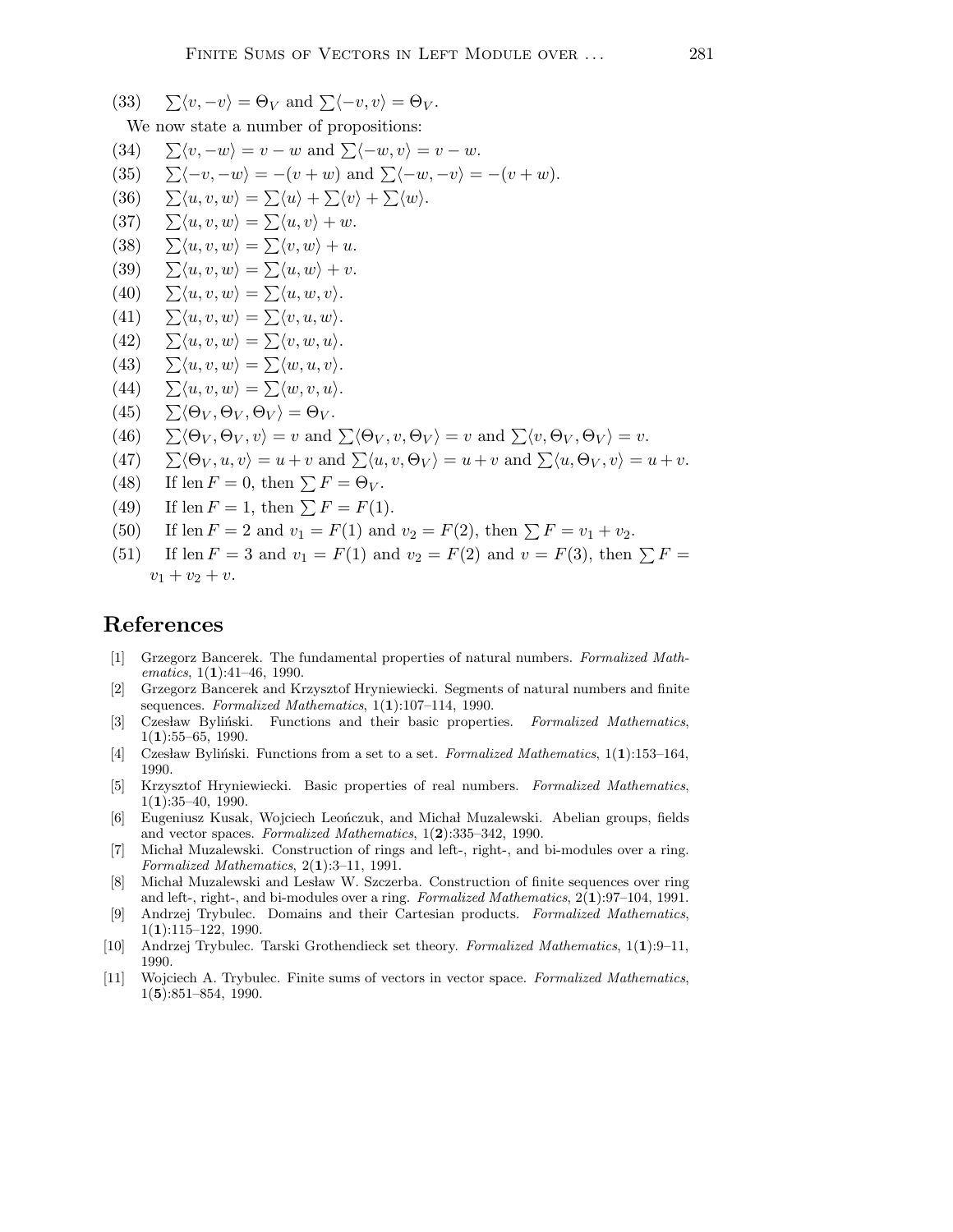(33) $\sum\langle v, -v\rangle = \Theta_V$ and $\sum\langle -v, v\rangle = \Theta_V$.

We now state a number of propositions:

(34) $\sum\langle v, -w\rangle = v - w$ and $\sum\langle -w, v\rangle = v - w$.

(35) $\sum\langle -v, -w\rangle = -(v + w)$ and $\sum\langle -w, -v\rangle = -(v + w)$.

(36) $\sum\langle u, v, w\rangle = \sum\langle u\rangle + \sum\langle v\rangle + \sum\langle w\rangle$.

(37) $\sum\langle u, v, w\rangle = \sum\langle u, v\rangle + w$.

(38) $\sum\langle u, v, w\rangle = \sum\langle v, w\rangle + u$.

(39) $\sum\langle u, v, w\rangle = \sum\langle u, w\rangle + v$.

(40) $\sum\langle u, v, w\rangle = \sum\langle u, w, v\rangle$.

(41) $\sum\langle u, v, w\rangle = \sum\langle v, u, w\rangle$.

(42) $\sum\langle u, v, w\rangle = \sum\langle v, w, u\rangle$.

(43) $\sum\langle u, v, w\rangle = \sum\langle w, u, v\rangle$.

(44) $\sum\langle u, v, w\rangle = \sum\langle w, v, u\rangle$.

(45) $\sum\langle \Theta_V, \Theta_V, \Theta_V\rangle = \Theta_V$.

(46) $\sum\langle \Theta_V, \Theta_V, v\rangle = v$ and $\sum\langle \Theta_V, v, \Theta_V\rangle = v$ and $\sum\langle v, \Theta_V, \Theta_V\rangle = v$.

(47) $\sum\langle \Theta_V, u, v\rangle = u + v$ and $\sum\langle u, v, \Theta_V\rangle = u + v$ and $\sum\langle u, \Theta_V, v\rangle = u + v$.

(48) If $\operatorname{len} F = 0$, then $\sum F = \Theta_V$.

(49) If $\operatorname{len} F = 1$, then $\sum F = F(1)$.

(50) If $\operatorname{len} F = 2$ and $v_1 = F(1)$ and $v_2 = F(2)$, then $\sum F = v_1 + v_2$.

(51) If $\operatorname{len} F = 3$ and $v_1 = F(1)$ and $v_2 = F(2)$ and $v = F(3)$, then $\sum F = v_1 + v_2 + v$.

## References

[1] Grzegorz Bancerek. The fundamental properties of natural numbers. *Formalized Mathematics*, 1(**1**):41–46, 1990.

[2] Grzegorz Bancerek and Krzysztof Hryniewiecki. Segments of natural numbers and finite sequences. *Formalized Mathematics*, 1(**1**):107–114, 1990.

[3] Czesław Byliński. Functions and their basic properties. *Formalized Mathematics*, 1(**1**):55–65, 1990.

[4] Czesław Byliński. Functions from a set to a set. *Formalized Mathematics*, 1(**1**):153–164, 1990.

[5] Krzysztof Hryniewiecki. Basic properties of real numbers. *Formalized Mathematics*, 1(**1**):35–40, 1990.

[6] Eugeniusz Kusak, Wojciech Leończuk, and Michał Muzalewski. Abelian groups, fields and vector spaces. *Formalized Mathematics*, 1(**2**):335–342, 1990.

[7] Michał Muzalewski. Construction of rings and left-, right-, and bi-modules over a ring. *Formalized Mathematics*, 2(**1**):3–11, 1991.

[8] Michał Muzalewski and Lesław W. Szczerba. Construction of finite sequences over ring and left-, right-, and bi-modules over a ring. *Formalized Mathematics*, 2(**1**):97–104, 1991.

[9] Andrzej Trybulec. Domains and their Cartesian products. *Formalized Mathematics*, 1(**1**):115–122, 1990.

[10] Andrzej Trybulec. Tarski Grothendieck set theory. *Formalized Mathematics*, 1(**1**):9–11, 1990.

[11] Wojciech A. Trybulec. Finite sums of vectors in vector space. *Formalized Mathematics*, 1(**5**):851–854, 1990.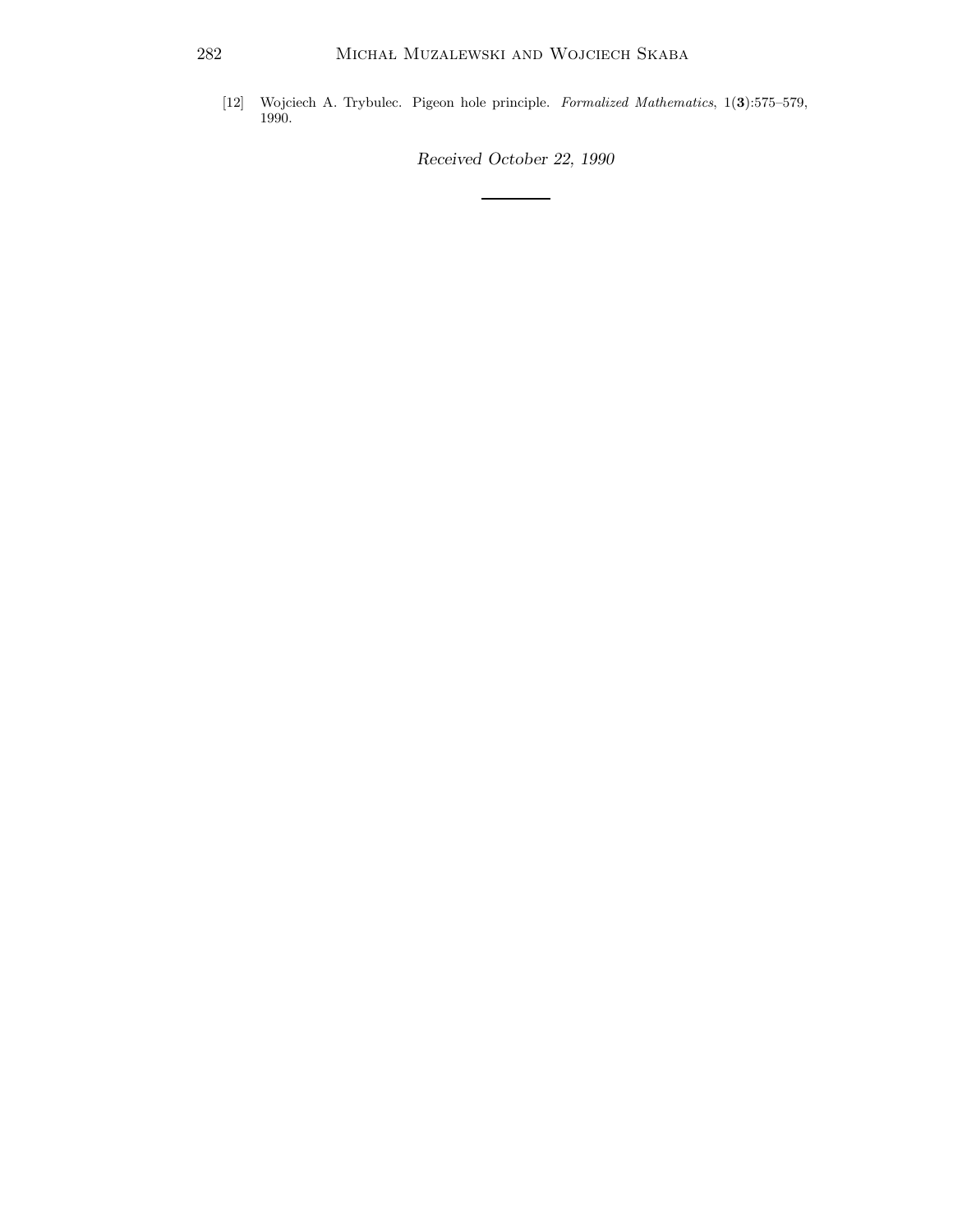[12] Wojciech A. Trybulec. Pigeon hole principle. *Formalized Mathematics*, 1(**3**):575–579, 1990.

*Received October 22, 1990*